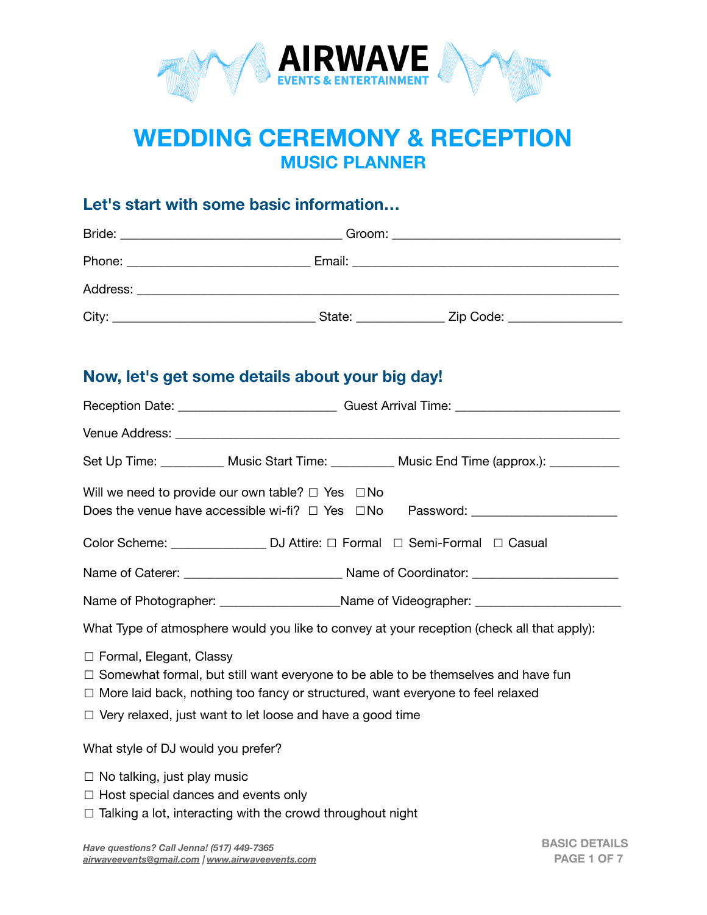AIRWAVE
EVENTS & ENTERTAINMENT

# WEDDING CEREMONY & RECEPTION
## MUSIC PLANNER

### Let's start with some basic information…

Bride: _________________________________ Groom: __________________________________

Phone: ___________________________ Email: _______________________________________

Address: ________________________________________________________________________

City: ______________________________ State: _____________ Zip Code: ________________

### Now, let's get some details about your big day!

Reception Date: _______________________ Guest Arrival Time: ________________________

Venue Address: ___________________________________________________________________

Set Up Time: _________ Music Start Time: _________ Music End Time (approx.): __________

Will we need to provide our own table? ☐ Yes ☐ No
Does the venue have accessible wi-fi? ☐ Yes ☐ No Password: _____________________

Color Scheme: ______________ DJ Attire: ☐ Formal ☐ Semi-Formal ☐ Casual

Name of Caterer: _______________________ Name of Coordinator: _____________________

Name of Photographer: _________________ Name of Videographer: _____________________

What Type of atmosphere would you like to convey at your reception (check all that apply):

☐ Formal, Elegant, Classy
☐ Somewhat formal, but still want everyone to be able to be themselves and have fun
☐ More laid back, nothing too fancy or structured, want everyone to feel relaxed
☐ Very relaxed, just want to let loose and have a good time

What style of DJ would you prefer?

☐ No talking, just play music
☐ Host special dances and events only
☐ Talking a lot, interacting with the crowd throughout night

*Have questions? Call Jenna! (517) 449-7365*
*airwaveevents@gmail.com | www.airwaveevents.com*

BASIC DETAILS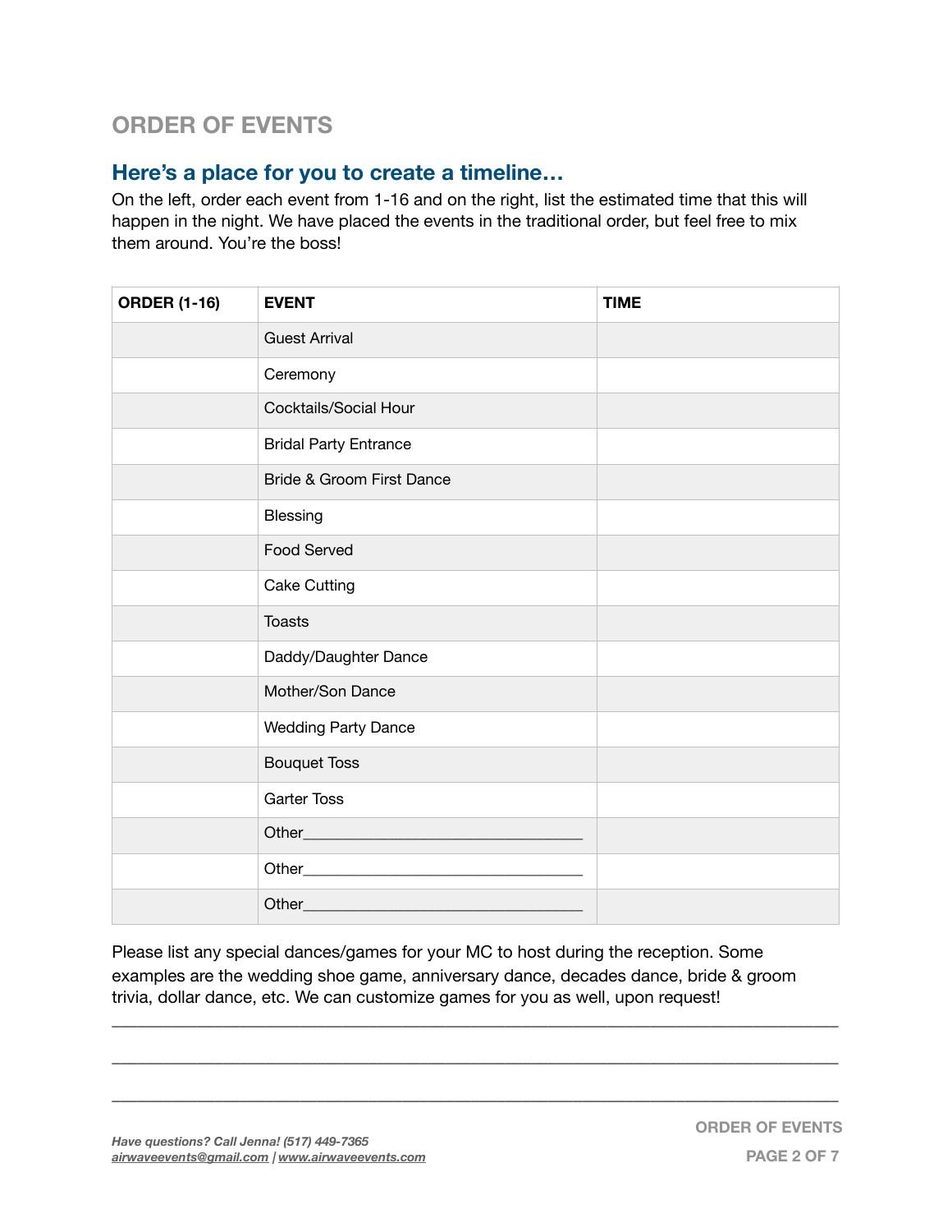# ORDER OF EVENTS

## Here's a place for you to create a timeline…

On the left, order each event from 1-16 and on the right, list the estimated time that this will happen in the night. We have placed the events in the traditional order, but feel free to mix them around. You're the boss!

| ORDER (1-16) | EVENT | TIME |
|---|---|---|
| | Guest Arrival | |
| | Ceremony | |
| | Cocktails/Social Hour | |
| | Bridal Party Entrance | |
| | Bride & Groom First Dance | |
| | Blessing | |
| | Food Served | |
| | Cake Cutting | |
| | Toasts | |
| | Daddy/Daughter Dance | |
| | Mother/Son Dance | |
| | Wedding Party Dance | |
| | Bouquet Toss | |
| | Garter Toss | |
| | Other___________________________________ | |
| | Other___________________________________ | |
| | Other___________________________________ | |

Please list any special dances/games for your MC to host during the reception. Some examples are the wedding shoe game, anniversary dance, decades dance, bride & groom trivia, dollar dance, etc. We can customize games for you as well, upon request!

_____________________________________________________________________________

_____________________________________________________________________________

_____________________________________________________________________________

*Have questions? Call Jenna! (517) 449-7365*
*airwaveevents@gmail.com | www.airwaveevents.com*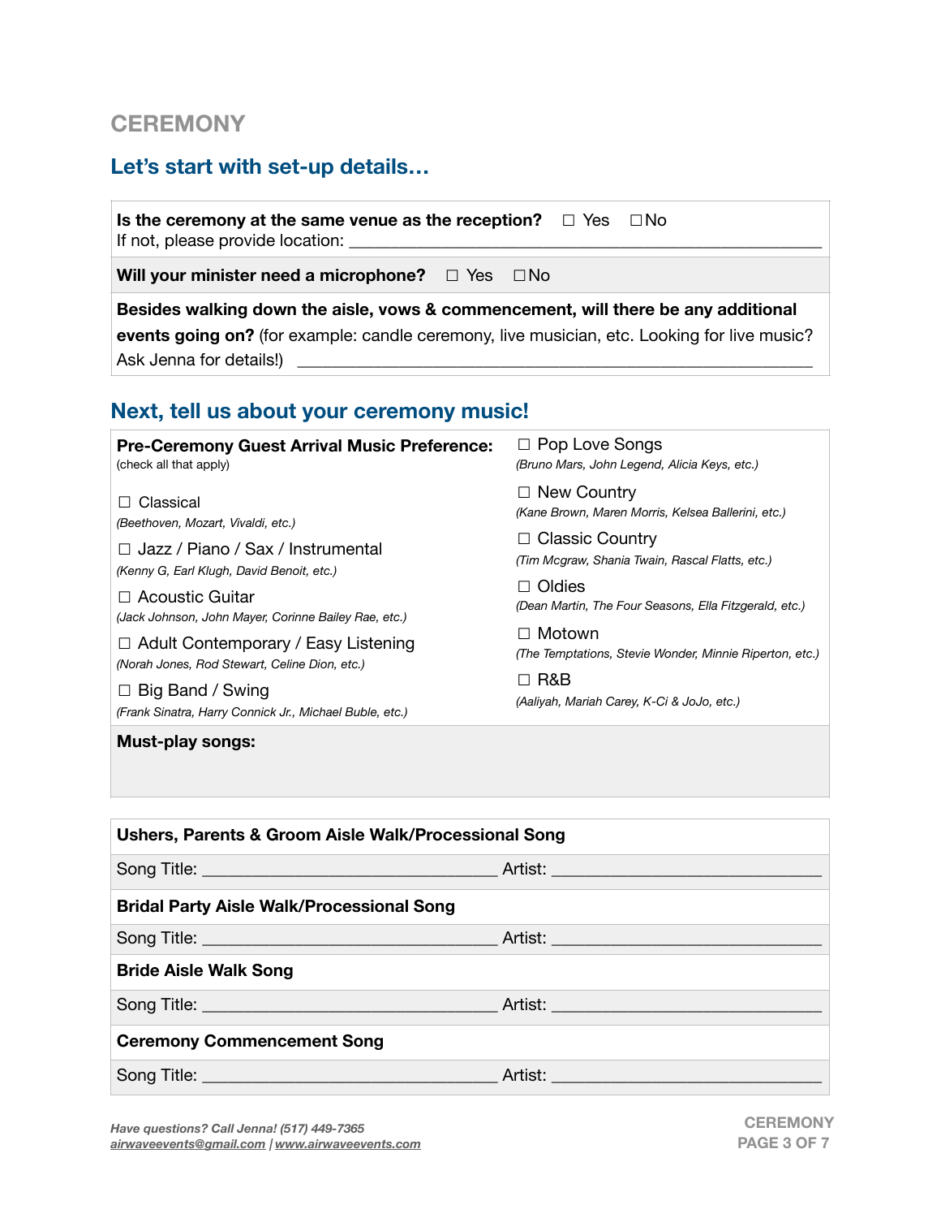## CEREMONY

### Let's start with set-up details…

**Is the ceremony at the same venue as the reception?** ☐ Yes ☐ No
If not, please provide location: ______________________________________________

**Will your minister need a microphone?** ☐ Yes ☐ No

**Besides walking down the aisle, vows & commencement, will there be any additional events going on?** (for example: candle ceremony, live musician, etc. Looking for live music? Ask Jenna for details!) ______________________________________________

### Next, tell us about your ceremony music!

**Pre-Ceremony Guest Arrival Music Preference:**
(check all that apply)

☐ Classical
*(Beethoven, Mozart, Vivaldi, etc.)*

☐ Jazz / Piano / Sax / Instrumental
*(Kenny G, Earl Klugh, David Benoit, etc.)*

☐ Acoustic Guitar
*(Jack Johnson, John Mayer, Corinne Bailey Rae, etc.)*

☐ Adult Contemporary / Easy Listening
*(Norah Jones, Rod Stewart, Celine Dion, etc.)*

☐ Big Band / Swing
*(Frank Sinatra, Harry Connick Jr., Michael Buble, etc.)*

☐ Pop Love Songs
*(Bruno Mars, John Legend, Alicia Keys, etc.)*

☐ New Country
*(Kane Brown, Maren Morris, Kelsea Ballerini, etc.)*

☐ Classic Country
*(Tim Mcgraw, Shania Twain, Rascal Flatts, etc.)*

☐ Oldies
*(Dean Martin, The Four Seasons, Ella Fitzgerald, etc.)*

☐ Motown
*(The Temptations, Stevie Wonder, Minnie Riperton, etc.)*

☐ R&B
*(Aaliyah, Mariah Carey, K-Ci & JoJo, etc.)*

**Must-play songs:**

**Ushers, Parents & Groom Aisle Walk/Processional Song**

Song Title: ______________________________ Artist: ______________________________

**Bridal Party Aisle Walk/Processional Song**

Song Title: ______________________________ Artist: ______________________________

**Bride Aisle Walk Song**

Song Title: ______________________________ Artist: ______________________________

**Ceremony Commencement Song**

Song Title: ______________________________ Artist: ______________________________

*Have questions? Call Jenna! (517) 449-7365*
*airwaveevents@gmail.com | www.airwaveevents.com*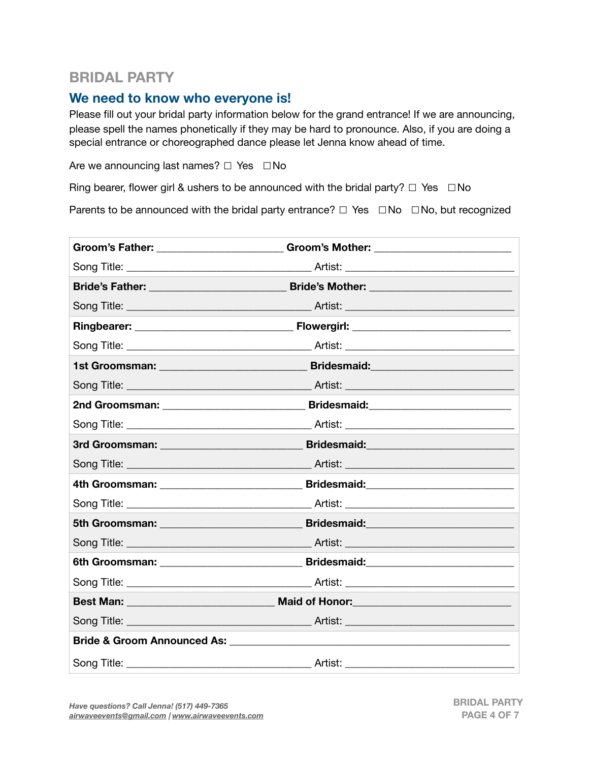## BRIDAL PARTY

### We need to know who everyone is!

Please fill out your bridal party information below for the grand entrance! If we are announcing, please spell the names phonetically if they may be hard to pronounce. Also, if you are doing a special entrance or choreographed dance please let Jenna know ahead of time.

Are we announcing last names? ☐ Yes ☐ No

Ring bearer, flower girl & ushers to be announced with the bridal party? ☐ Yes ☐ No

Parents to be announced with the bridal party entrance? ☐ Yes ☐ No ☐ No, but recognized

| | |
|---|---|
| **Groom's Father:** ______________________ | **Groom's Mother:** ________________________ |
| Song Title: ________________________________ | Artist: ______________________________ |
| **Bride's Father:** ________________________ | **Bride's Mother:** _________________________ |
| Song Title: ________________________________ | Artist: ______________________________ |
| **Ringbearer:** ____________________________ | **Flowergirl:** ____________________________ |
| Song Title: ________________________________ | Artist: ______________________________ |
| **1st Groomsman:** __________________________ | **Bridesmaid:** ___________________________ |
| Song Title: ________________________________ | Artist: ______________________________ |
| **2nd Groomsman:** _________________________ | **Bridesmaid:** ___________________________ |
| Song Title: ________________________________ | Artist: ______________________________ |
| **3rd Groomsman:** _________________________ | **Bridesmaid:** ___________________________ |
| Song Title: ________________________________ | Artist: ______________________________ |
| **4th Groomsman:** _________________________ | **Bridesmaid:** ___________________________ |
| Song Title: ________________________________ | Artist: ______________________________ |
| **5th Groomsman:** _________________________ | **Bridesmaid:** ___________________________ |
| Song Title: ________________________________ | Artist: ______________________________ |
| **6th Groomsman:** _________________________ | **Bridesmaid:** ___________________________ |
| Song Title: ________________________________ | Artist: ______________________________ |
| **Best Man:** _____________________________ | **Maid of Honor:** __________________________ |
| Song Title: ________________________________ | Artist: ______________________________ |
| **Bride & Groom Announced As:** ______________________________________________ | |
| Song Title: ________________________________ | Artist: ______________________________ |

*Have questions? Call Jenna! (517) 449-7365*
*airwaveevents@gmail.com | www.airwaveevents.com*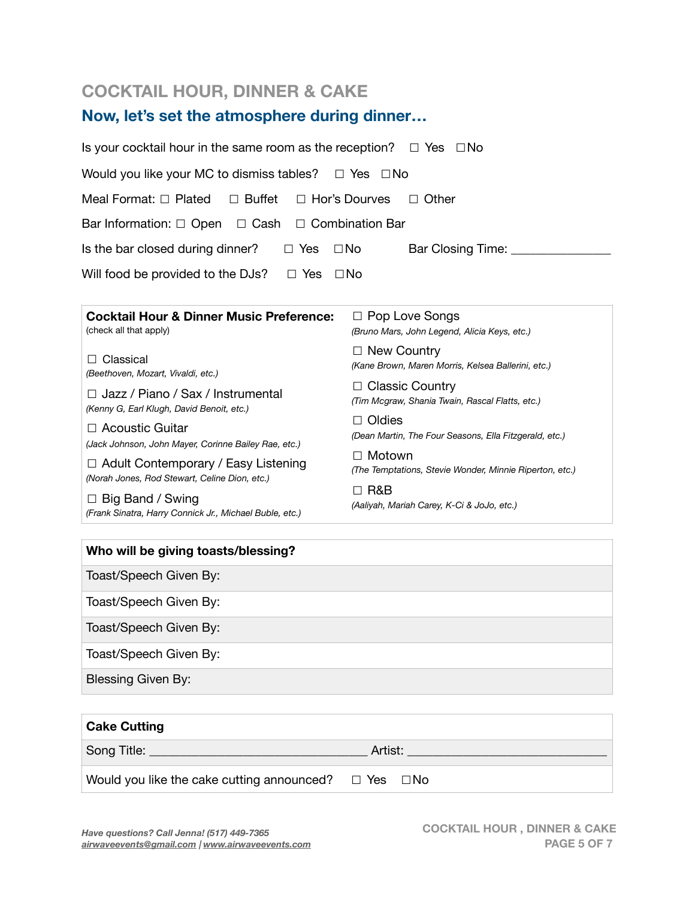## COCKTAIL HOUR, DINNER & CAKE

### Now, let's set the atmosphere during dinner…

Is your cocktail hour in the same room as the reception? ☐ Yes ☐No

Would you like your MC to dismiss tables? ☐ Yes ☐No

Meal Format: ☐ Plated ☐ Buffet ☐ Hor's Dourves ☐ Other

Bar Information: ☐ Open ☐ Cash ☐ Combination Bar

Is the bar closed during dinner? ☐ Yes ☐No Bar Closing Time: _______________

Will food be provided to the DJs? ☐ Yes ☐No

**Cocktail Hour & Dinner Music Preference:**
(check all that apply)

☐ Classical
*(Beethoven, Mozart, Vivaldi, etc.)*

☐ Jazz / Piano / Sax / Instrumental
*(Kenny G, Earl Klugh, David Benoit, etc.)*

☐ Acoustic Guitar
*(Jack Johnson, John Mayer, Corinne Bailey Rae, etc.)*

☐ Adult Contemporary / Easy Listening
*(Norah Jones, Rod Stewart, Celine Dion, etc.)*

☐ Big Band / Swing
*(Frank Sinatra, Harry Connick Jr., Michael Buble, etc.)*

☐ Pop Love Songs
*(Bruno Mars, John Legend, Alicia Keys, etc.)*

☐ New Country
*(Kane Brown, Maren Morris, Kelsea Ballerini, etc.)*

☐ Classic Country
*(Tim Mcgraw, Shania Twain, Rascal Flatts, etc.)*

☐ Oldies
*(Dean Martin, The Four Seasons, Ella Fitzgerald, etc.)*

☐ Motown
*(The Temptations, Stevie Wonder, Minnie Riperton, etc.)*

☐ R&B
*(Aaliyah, Mariah Carey, K-Ci & JoJo, etc.)*

| **Who will be giving toasts/blessing?** |
|---|
| Toast/Speech Given By: |
| Toast/Speech Given By: |
| Toast/Speech Given By: |
| Toast/Speech Given By: |
| Blessing Given By: |

| **Cake Cutting** |
|---|
| Song Title: _________________________________ Artist: ______________________________ |
| Would you like the cake cutting announced? ☐ Yes ☐No |

*Have questions? Call Jenna! (517) 449-7365*
*airwaveevents@gmail.com | www.airwaveevents.com*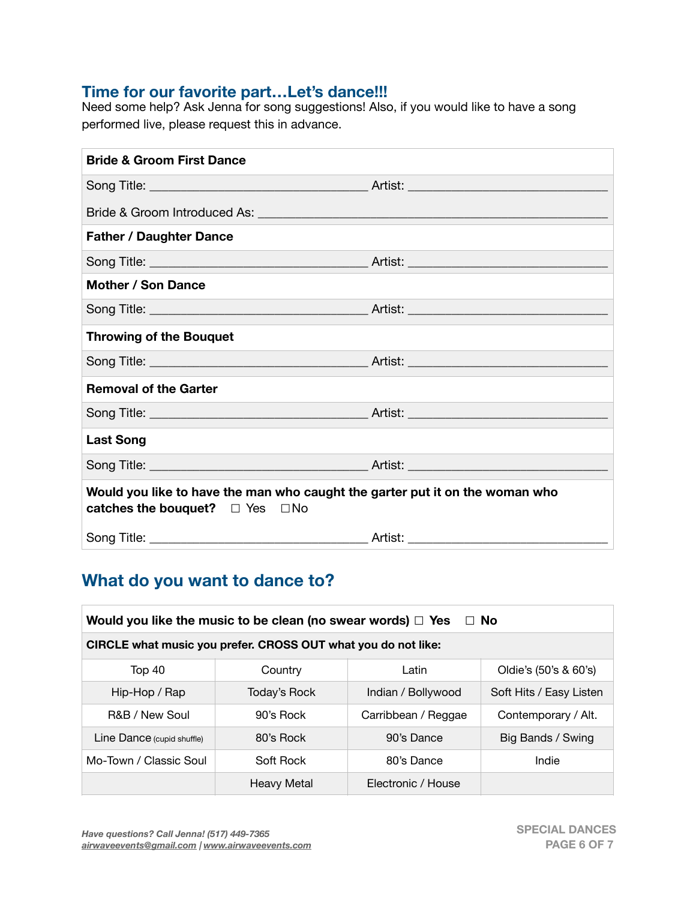## Time for our favorite part…Let's dance!!!

Need some help? Ask Jenna for song suggestions! Also, if you would like to have a song performed live, please request this in advance.

| **Bride & Groom First Dance** |
|---|
| Song Title: ________________________________ Artist: ____________________________ |
| Bride & Groom Introduced As: ________________________________________________ |
| **Father / Daughter Dance** |
| Song Title: ________________________________ Artist: ____________________________ |
| **Mother / Son Dance** |
| Song Title: ________________________________ Artist: ____________________________ |
| **Throwing of the Bouquet** |
| Song Title: ________________________________ Artist: ____________________________ |
| **Removal of the Garter** |
| Song Title: ________________________________ Artist: ____________________________ |
| **Last Song** |
| Song Title: ________________________________ Artist: ____________________________ |
| **Would you like to have the man who caught the garter put it on the woman who catches the bouquet?** ☐ Yes ☐ No |
| Song Title: ________________________________ Artist: ____________________________ |

## What do you want to dance to?

**Would you like the music to be clean (no swear words)** ☐ **Yes** ☐ **No**

**CIRCLE what music you prefer. CROSS OUT what you do not like:**

| | | | |
|---|---|---|---|
| Top 40 | Country | Latin | Oldie's (50's & 60's) |
| Hip-Hop / Rap | Today's Rock | Indian / Bollywood | Soft Hits / Easy Listen |
| R&B / New Soul | 90's Rock | Carribbean / Reggae | Contemporary / Alt. |
| Line Dance (cupid shuffle) | 80's Rock | 90's Dance | Big Bands / Swing |
| Mo-Town / Classic Soul | Soft Rock | 80's Dance | Indie |
| | Heavy Metal | Electronic / House | |

*Have questions? Call Jenna! (517) 449-7365*
*airwaveevents@gmail.com | www.airwaveevents.com*

SPECIAL DANCES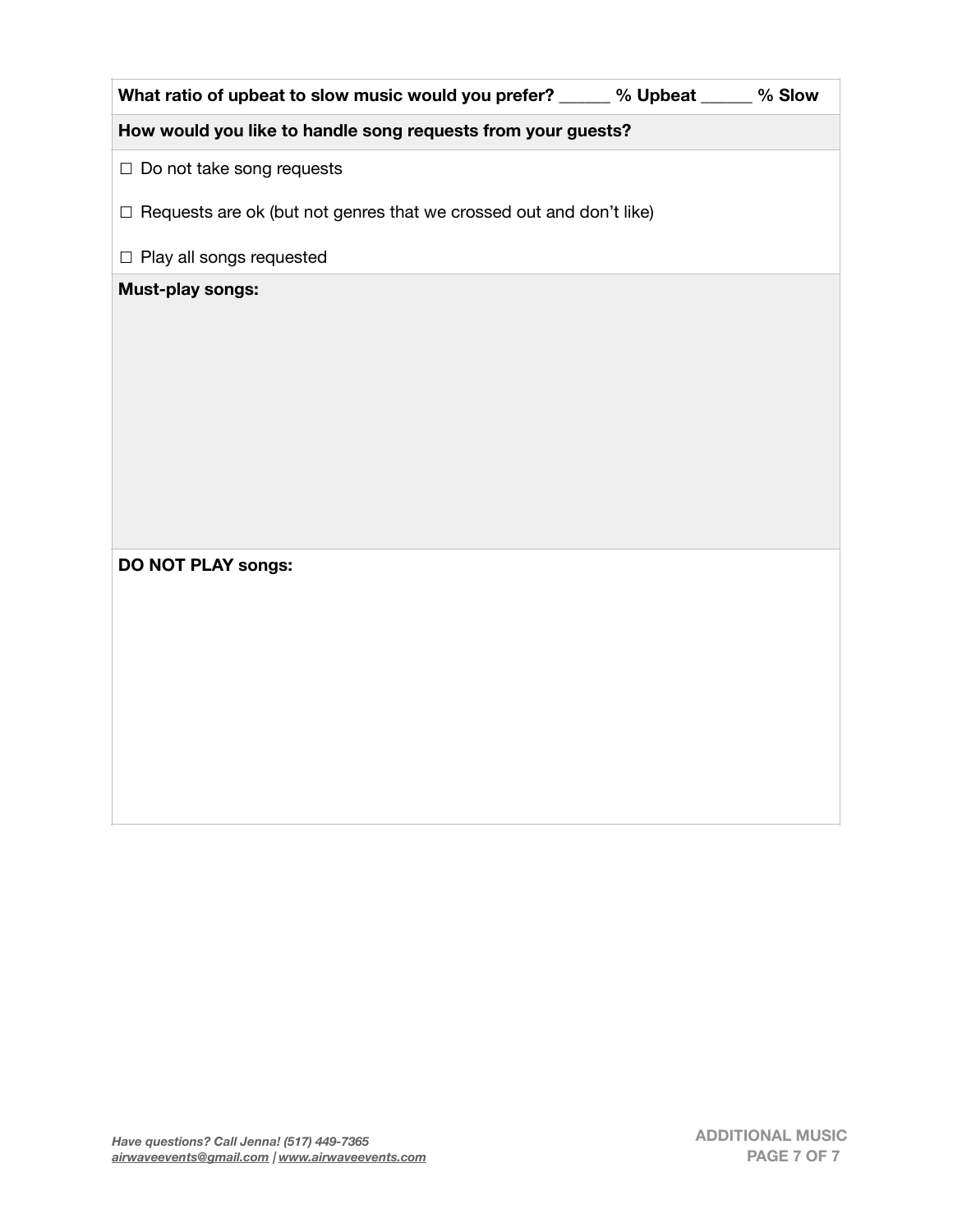**What ratio of upbeat to slow music would you prefer?** _____ **% Upbeat** _____ **% Slow**

**How would you like to handle song requests from your guests?**

☐ Do not take song requests

☐ Requests are ok (but not genres that we crossed out and don't like)

☐ Play all songs requested

**Must-play songs:**

**DO NOT PLAY songs:**

*Have questions? Call Jenna! (517) 449-7365*
*airwaveevents@gmail.com | www.airwaveevents.com*

**ADDITIONAL MUSIC**